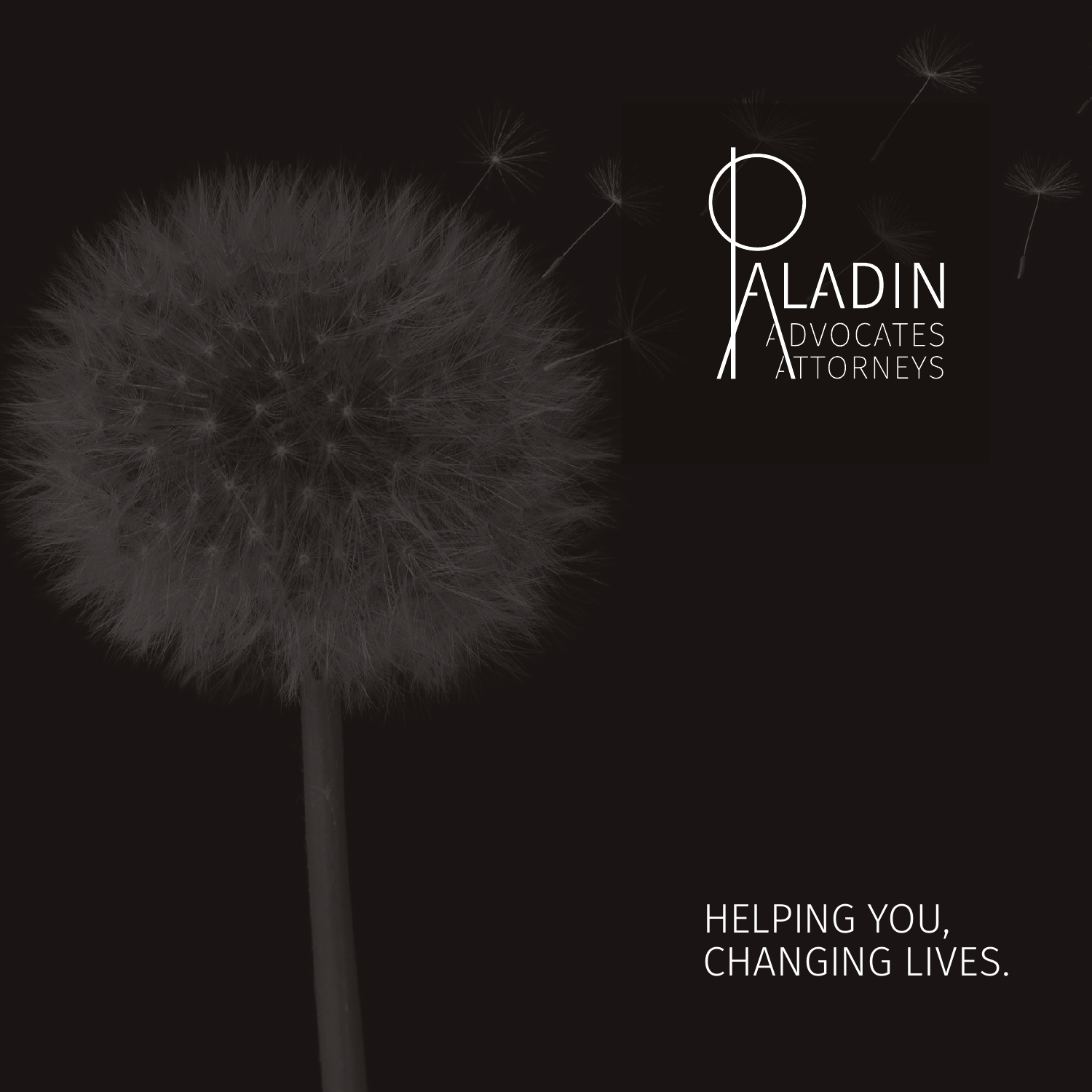PALADIN
ADVOCATES
ATTORNEYS

HELPING YOU,
CHANGING LIVES.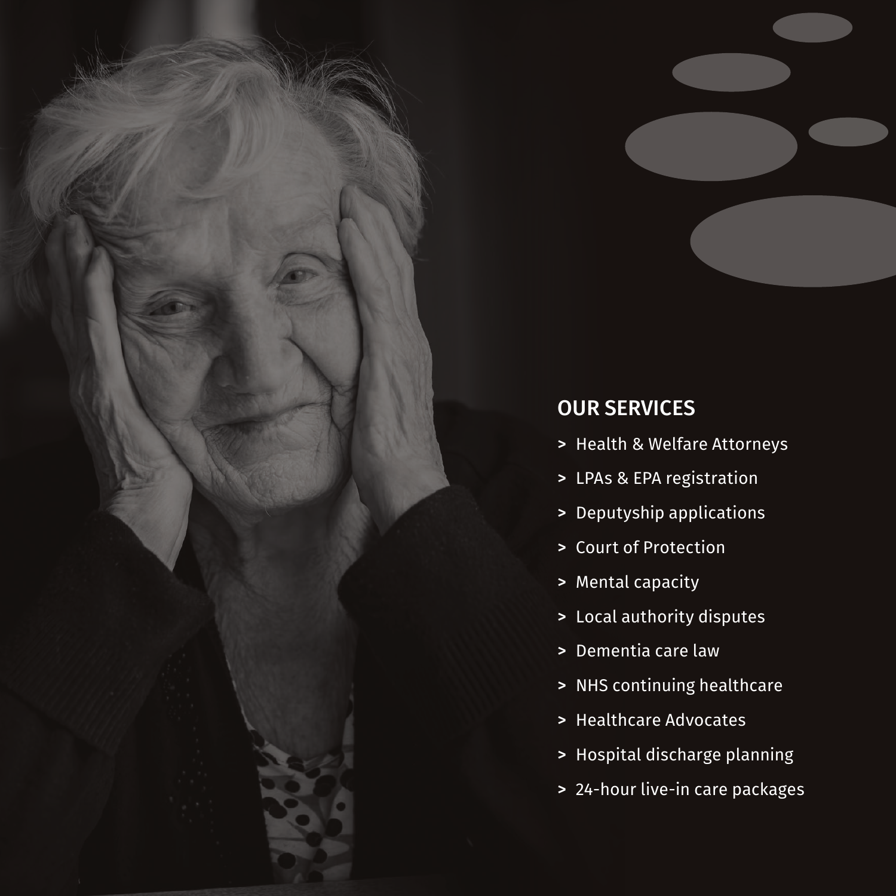## OUR SERVICES

- Health & Welfare Attorneys
- LPAs & EPA registration
- Deputyship applications
- Court of Protection
- Mental capacity
- Local authority disputes
- Dementia care law
- NHS continuing healthcare
- Healthcare Advocates
- Hospital discharge planning
- 24-hour live-in care packages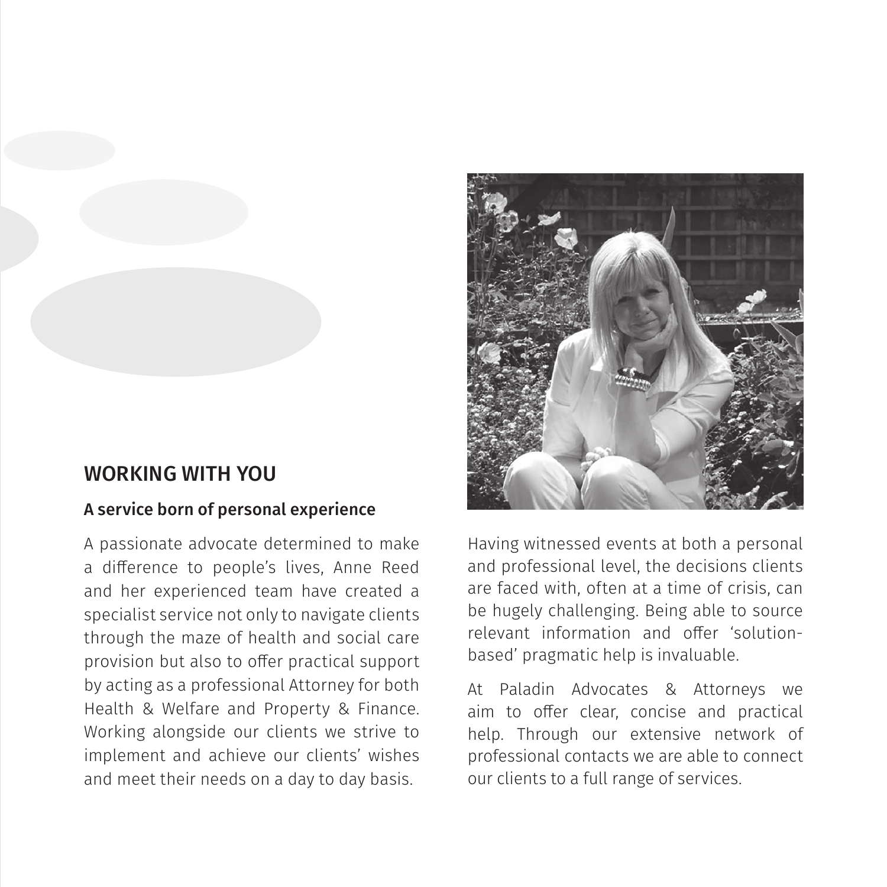## WORKING WITH YOU

### A service born of personal experience

A passionate advocate determined to make a difference to people's lives, Anne Reed and her experienced team have created a specialist service not only to navigate clients through the maze of health and social care provision but also to offer practical support by acting as a professional Attorney for both Health & Welfare and Property & Finance. Working alongside our clients we strive to implement and achieve our clients' wishes and meet their needs on a day to day basis.

Having witnessed events at both a personal and professional level, the decisions clients are faced with, often at a time of crisis, can be hugely challenging. Being able to source relevant information and offer 'solution-based' pragmatic help is invaluable.

At Paladin Advocates & Attorneys we aim to offer clear, concise and practical help. Through our extensive network of professional contacts we are able to connect our clients to a full range of services.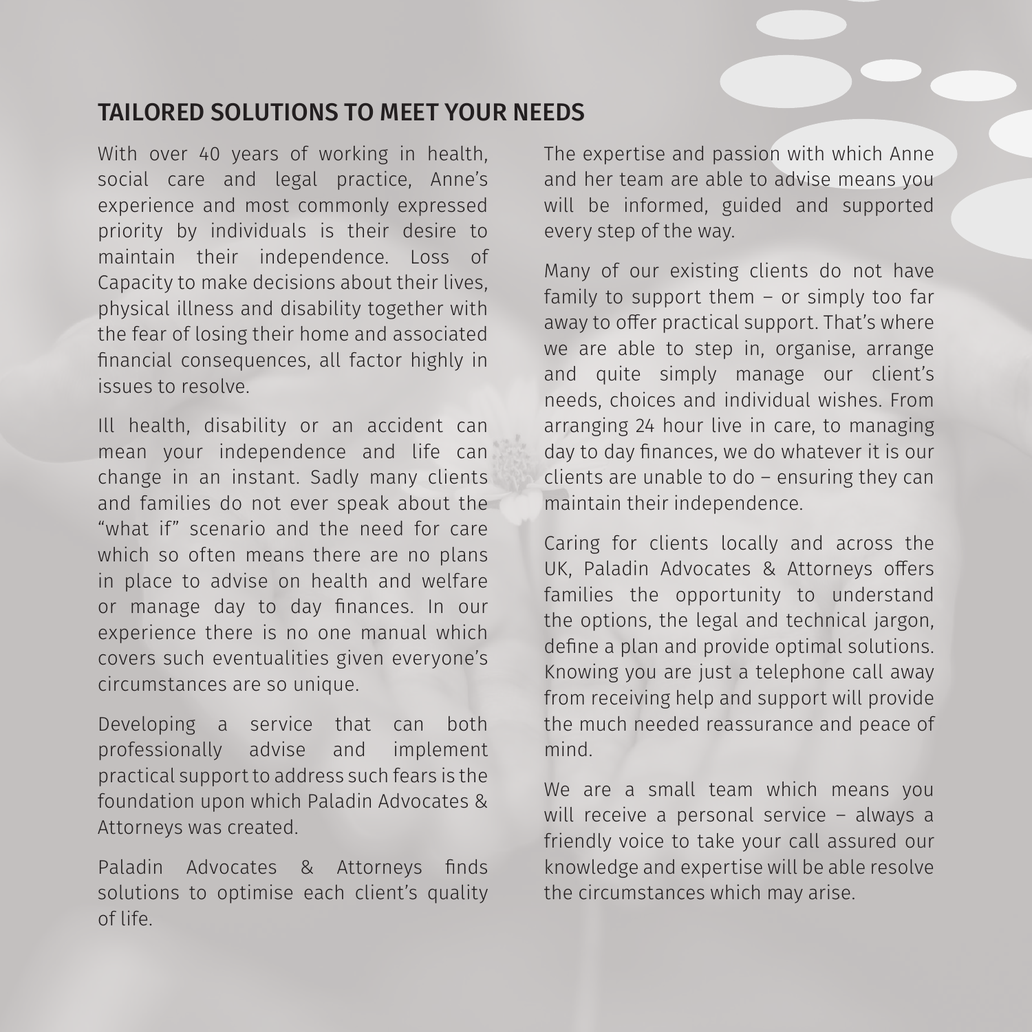## TAILORED SOLUTIONS TO MEET YOUR NEEDS

With over 40 years of working in health, social care and legal practice, Anne's experience and most commonly expressed priority by individuals is their desire to maintain their independence. Loss of Capacity to make decisions about their lives, physical illness and disability together with the fear of losing their home and associated financial consequences, all factor highly in issues to resolve.

Ill health, disability or an accident can mean your independence and life can change in an instant. Sadly many clients and families do not ever speak about the "what if" scenario and the need for care which so often means there are no plans in place to advise on health and welfare or manage day to day finances. In our experience there is no one manual which covers such eventualities given everyone's circumstances are so unique.

Developing a service that can both professionally advise and implement practical support to address such fears is the foundation upon which Paladin Advocates & Attorneys was created.

Paladin Advocates & Attorneys finds solutions to optimise each client's quality of life.

The expertise and passion with which Anne and her team are able to advise means you will be informed, guided and supported every step of the way.

Many of our existing clients do not have family to support them – or simply too far away to offer practical support. That's where we are able to step in, organise, arrange and quite simply manage our client's needs, choices and individual wishes. From arranging 24 hour live in care, to managing day to day finances, we do whatever it is our clients are unable to do – ensuring they can maintain their independence.

Caring for clients locally and across the UK, Paladin Advocates & Attorneys offers families the opportunity to understand the options, the legal and technical jargon, define a plan and provide optimal solutions. Knowing you are just a telephone call away from receiving help and support will provide the much needed reassurance and peace of mind.

We are a small team which means you will receive a personal service – always a friendly voice to take your call assured our knowledge and expertise will be able resolve the circumstances which may arise.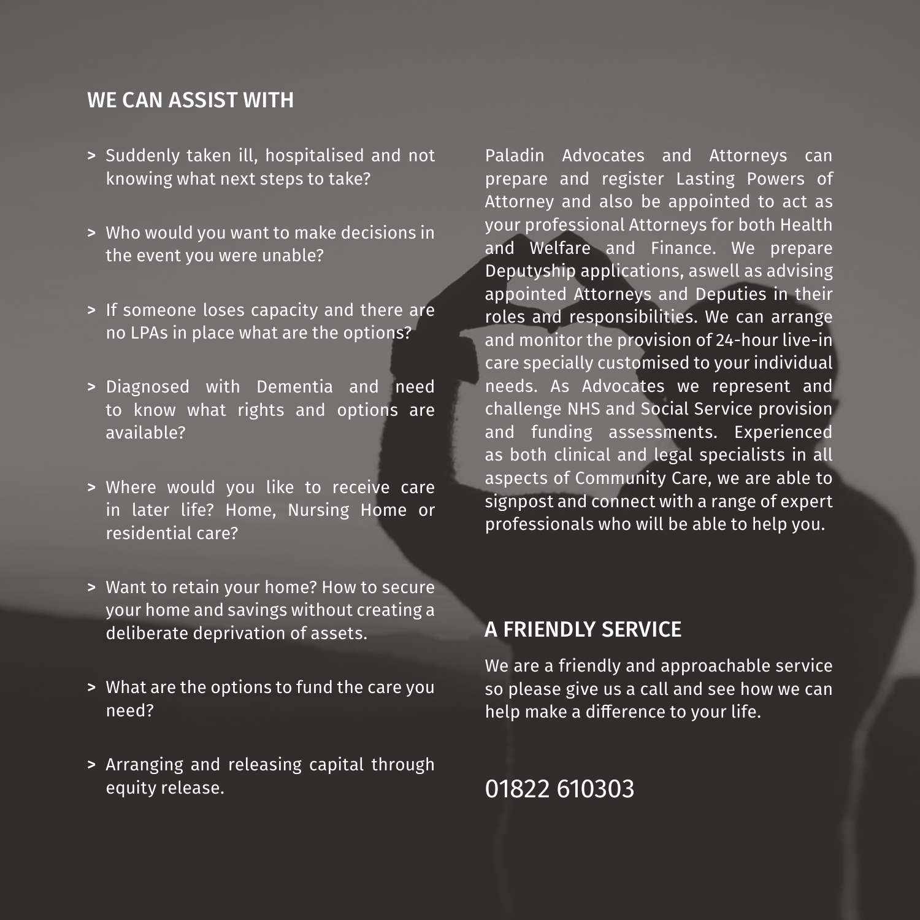## WE CAN ASSIST WITH

- Suddenly taken ill, hospitalised and not knowing what next steps to take?
- Who would you want to make decisions in the event you were unable?
- If someone loses capacity and there are no LPAs in place what are the options?
- Diagnosed with Dementia and need to know what rights and options are available?
- Where would you like to receive care in later life? Home, Nursing Home or residential care?
- Want to retain your home? How to secure your home and savings without creating a deliberate deprivation of assets.
- What are the options to fund the care you need?
- Arranging and releasing capital through equity release.

Paladin Advocates and Attorneys can prepare and register Lasting Powers of Attorney and also be appointed to act as your professional Attorneys for both Health and Welfare and Finance. We prepare Deputyship applications, aswell as advising appointed Attorneys and Deputies in their roles and responsibilities. We can arrange and monitor the provision of 24-hour live-in care specially customised to your individual needs. As Advocates we represent and challenge NHS and Social Service provision and funding assessments. Experienced as both clinical and legal specialists in all aspects of Community Care, we are able to signpost and connect with a range of expert professionals who will be able to help you.

## A FRIENDLY SERVICE

We are a friendly and approachable service so please give us a call and see how we can help make a difference to your life.

01822 610303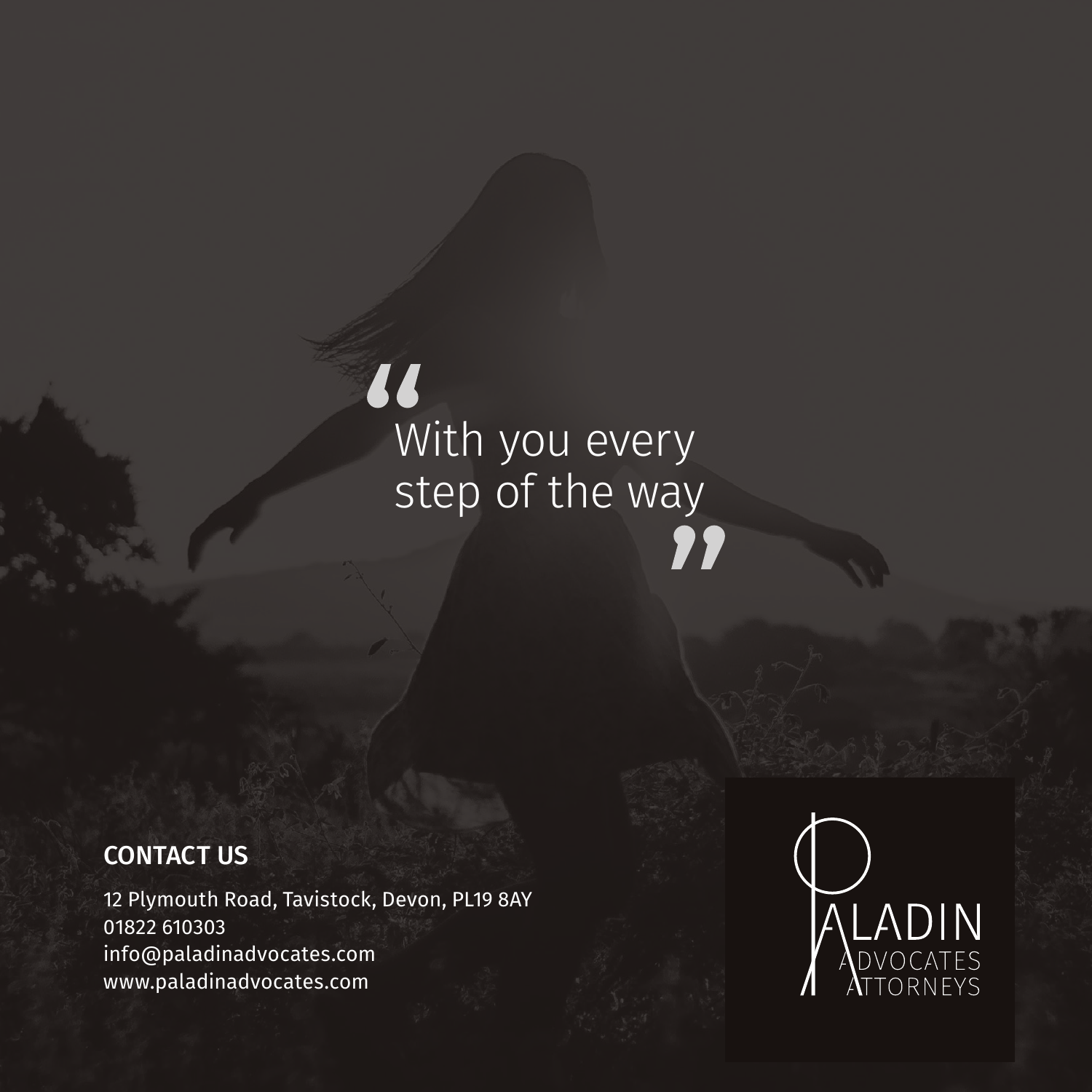"With you every step of the way"

## CONTACT US

12 Plymouth Road, Tavistock, Devon, PL19 8AY
01822 610303
info@paladinadvocates.com
www.paladinadvocates.com

PALADIN
ADVOCATES
ATTORNEYS